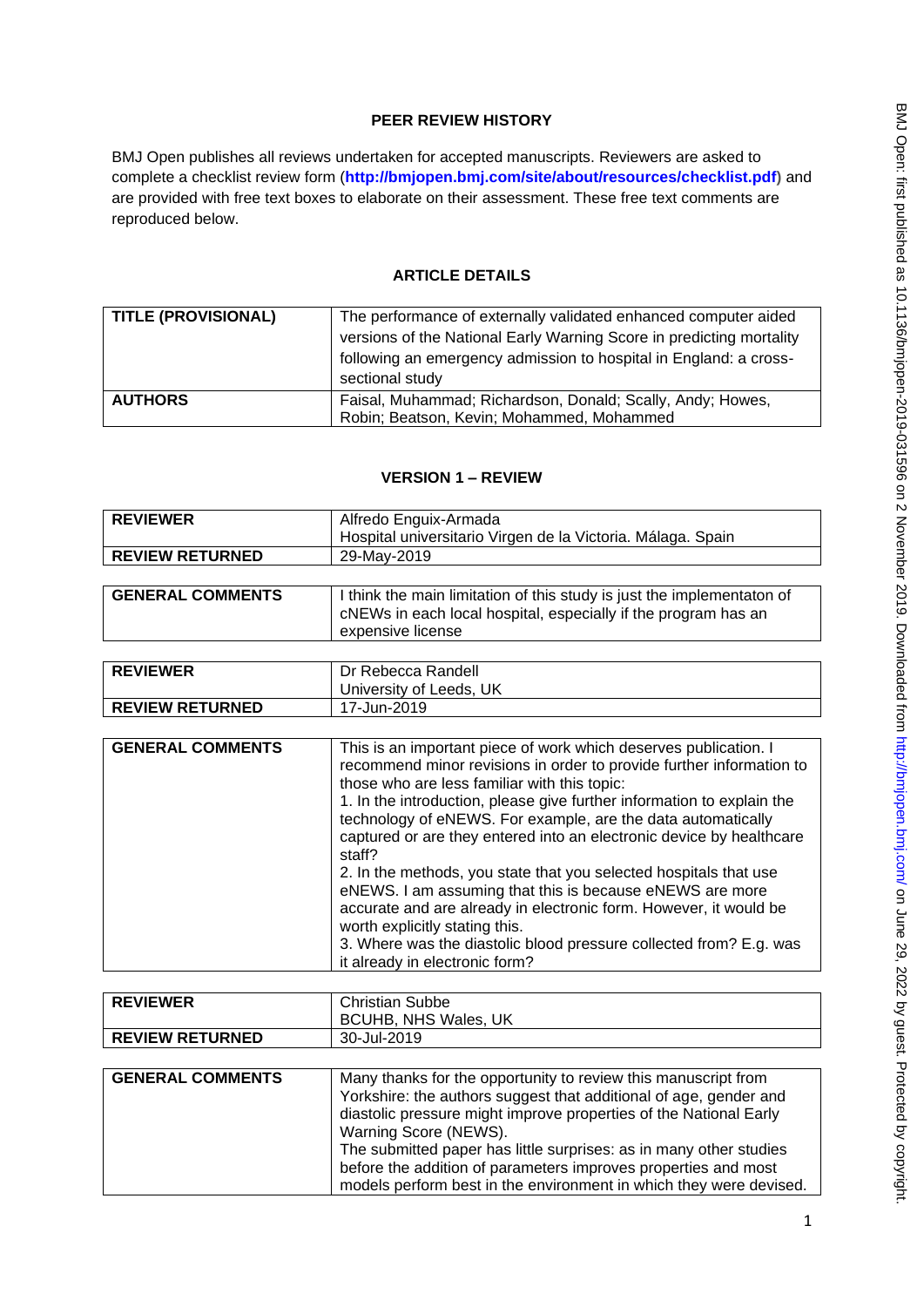# PEER REVIEW HISTORY

BMJ Open publishes all reviews undertaken for accepted manuscripts. Reviewers are asked to complete a checklist review form (**http://bmjopen.bmj.com/site/about/resources/checklist.pdf**) and are provided with free text boxes to elaborate on their assessment. These free text comments are reproduced below.

## ARTICLE DETAILS

| | |
|---|---|
| **TITLE (PROVISIONAL)** | The performance of externally validated enhanced computer aided versions of the National Early Warning Score in predicting mortality following an emergency admission to hospital in England: a cross-sectional study |
| **AUTHORS** | Faisal, Muhammad; Richardson, Donald; Scally, Andy; Howes, Robin; Beatson, Kevin; Mohammed, Mohammed |

## VERSION 1 – REVIEW

| | |
|---|---|
| **REVIEWER** | Alfredo Enguix-Armada<br>Hospital universitario Virgen de la Victoria. Málaga. Spain |
| **REVIEW RETURNED** | 29-May-2019 |

| | |
|---|---|
| **GENERAL COMMENTS** | I think the main limitation of this study is just the implementaton of cNEWs in each local hospital, especially if the program has an expensive license |

| | |
|---|---|
| **REVIEWER** | Dr Rebecca Randell<br>University of Leeds, UK |
| **REVIEW RETURNED** | 17-Jun-2019 |

| | |
|---|---|
| **GENERAL COMMENTS** | This is an important piece of work which deserves publication. I recommend minor revisions in order to provide further information to those who are less familiar with this topic:<br>1. In the introduction, please give further information to explain the technology of eNEWS. For example, are the data automatically captured or are they entered into an electronic device by healthcare staff?<br>2. In the methods, you state that you selected hospitals that use eNEWS. I am assuming that this is because eNEWS are more accurate and are already in electronic form. However, it would be worth explicitly stating this.<br>3. Where was the diastolic blood pressure collected from? E.g. was it already in electronic form? |

| | |
|---|---|
| **REVIEWER** | Christian Subbe<br>BCUHB, NHS Wales, UK |
| **REVIEW RETURNED** | 30-Jul-2019 |

| | |
|---|---|
| **GENERAL COMMENTS** | Many thanks for the opportunity to review this manuscript from Yorkshire: the authors suggest that additional of age, gender and diastolic pressure might improve properties of the National Early Warning Score (NEWS).<br>The submitted paper has little surprises: as in many other studies before the addition of parameters improves properties and most models perform best in the environment in which they were devised. |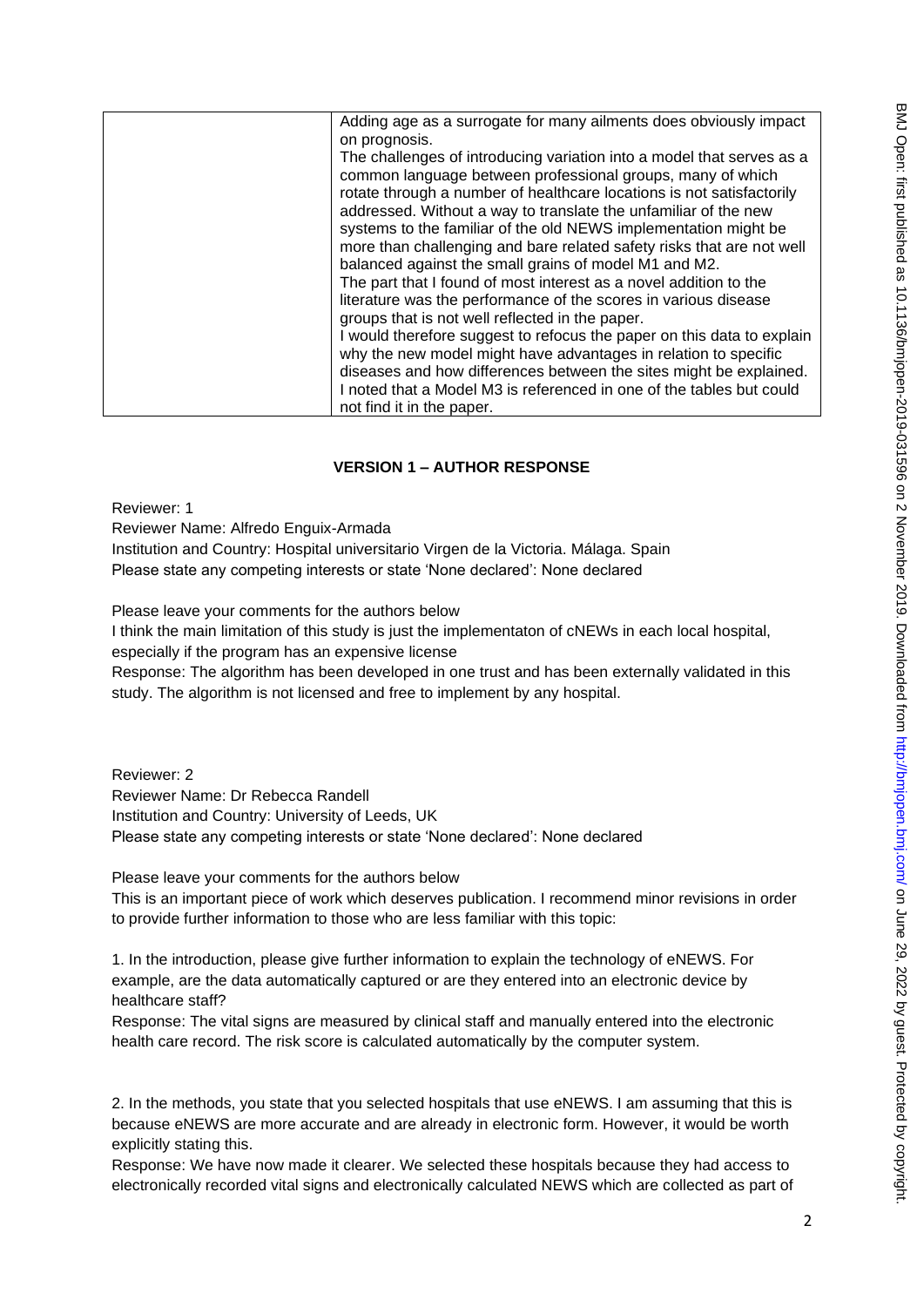| | Adding age as a surrogate for many ailments does obviously impact on prognosis.<br>The challenges of introducing variation into a model that serves as a common language between professional groups, many of which rotate through a number of healthcare locations is not satisfactorily addressed. Without a way to translate the unfamiliar of the new systems to the familiar of the old NEWS implementation might be more than challenging and bare related safety risks that are not well balanced against the small grains of model M1 and M2.<br>The part that I found of most interest as a novel addition to the literature was the performance of the scores in various disease groups that is not well reflected in the paper.<br>I would therefore suggest to refocus the paper on this data to explain why the new model might have advantages in relation to specific diseases and how differences between the sites might be explained.<br>I noted that a Model M3 is referenced in one of the tables but could not find it in the paper. |
|---|---|

## VERSION 1 – AUTHOR RESPONSE

Reviewer: 1
Reviewer Name: Alfredo Enguix-Armada
Institution and Country: Hospital universitario Virgen de la Victoria. Málaga. Spain
Please state any competing interests or state 'None declared': None declared

Please leave your comments for the authors below
I think the main limitation of this study is just the implementaton of cNEWs in each local hospital, especially if the program has an expensive license
Response: The algorithm has been developed in one trust and has been externally validated in this study. The algorithm is not licensed and free to implement by any hospital.

Reviewer: 2
Reviewer Name: Dr Rebecca Randell
Institution and Country: University of Leeds, UK
Please state any competing interests or state 'None declared': None declared

Please leave your comments for the authors below
This is an important piece of work which deserves publication. I recommend minor revisions in order to provide further information to those who are less familiar with this topic:

1. In the introduction, please give further information to explain the technology of eNEWS. For example, are the data automatically captured or are they entered into an electronic device by healthcare staff?
Response: The vital signs are measured by clinical staff and manually entered into the electronic health care record. The risk score is calculated automatically by the computer system.

2. In the methods, you state that you selected hospitals that use eNEWS. I am assuming that this is because eNEWS are more accurate and are already in electronic form. However, it would be worth explicitly stating this.
Response: We have now made it clearer. We selected these hospitals because they had access to electronically recorded vital signs and electronically calculated NEWS which are collected as part of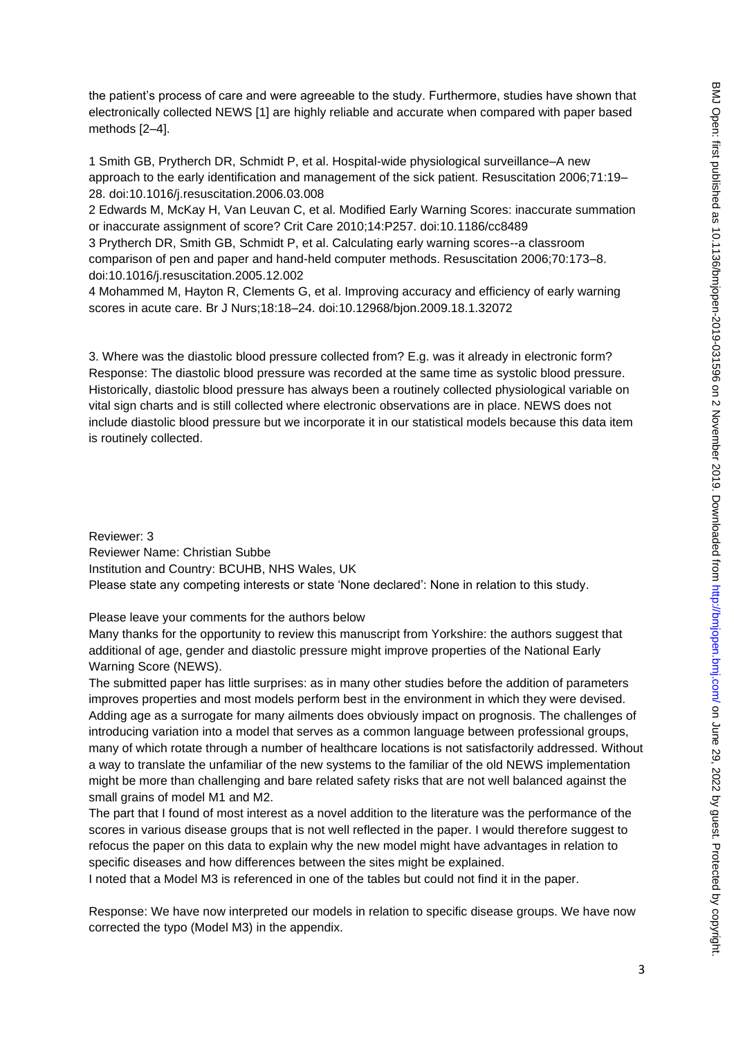the patient's process of care and were agreeable to the study. Furthermore, studies have shown that electronically collected NEWS [1] are highly reliable and accurate when compared with paper based methods [2–4].

1 Smith GB, Prytherch DR, Schmidt P, et al. Hospital-wide physiological surveillance–A new approach to the early identification and management of the sick patient. Resuscitation 2006;71:19–28. doi:10.1016/j.resuscitation.2006.03.008
2 Edwards M, McKay H, Van Leuvan C, et al. Modified Early Warning Scores: inaccurate summation or inaccurate assignment of score? Crit Care 2010;14:P257. doi:10.1186/cc8489
3 Prytherch DR, Smith GB, Schmidt P, et al. Calculating early warning scores--a classroom comparison of pen and paper and hand-held computer methods. Resuscitation 2006;70:173–8. doi:10.1016/j.resuscitation.2005.12.002
4 Mohammed M, Hayton R, Clements G, et al. Improving accuracy and efficiency of early warning scores in acute care. Br J Nurs;18:18–24. doi:10.12968/bjon.2009.18.1.32072

3. Where was the diastolic blood pressure collected from? E.g. was it already in electronic form?
Response: The diastolic blood pressure was recorded at the same time as systolic blood pressure. Historically, diastolic blood pressure has always been a routinely collected physiological variable on vital sign charts and is still collected where electronic observations are in place. NEWS does not include diastolic blood pressure but we incorporate it in our statistical models because this data item is routinely collected.

Reviewer: 3
Reviewer Name: Christian Subbe
Institution and Country: BCUHB, NHS Wales, UK
Please state any competing interests or state 'None declared': None in relation to this study.

Please leave your comments for the authors below
Many thanks for the opportunity to review this manuscript from Yorkshire: the authors suggest that additional of age, gender and diastolic pressure might improve properties of the National Early Warning Score (NEWS).
The submitted paper has little surprises: as in many other studies before the addition of parameters improves properties and most models perform best in the environment in which they were devised. Adding age as a surrogate for many ailments does obviously impact on prognosis. The challenges of introducing variation into a model that serves as a common language between professional groups, many of which rotate through a number of healthcare locations is not satisfactorily addressed. Without a way to translate the unfamiliar of the new systems to the familiar of the old NEWS implementation might be more than challenging and bare related safety risks that are not well balanced against the small grains of model M1 and M2.
The part that I found of most interest as a novel addition to the literature was the performance of the scores in various disease groups that is not well reflected in the paper. I would therefore suggest to refocus the paper on this data to explain why the new model might have advantages in relation to specific diseases and how differences between the sites might be explained.
I noted that a Model M3 is referenced in one of the tables but could not find it in the paper.

Response: We have now interpreted our models in relation to specific disease groups. We have now corrected the typo (Model M3) in the appendix.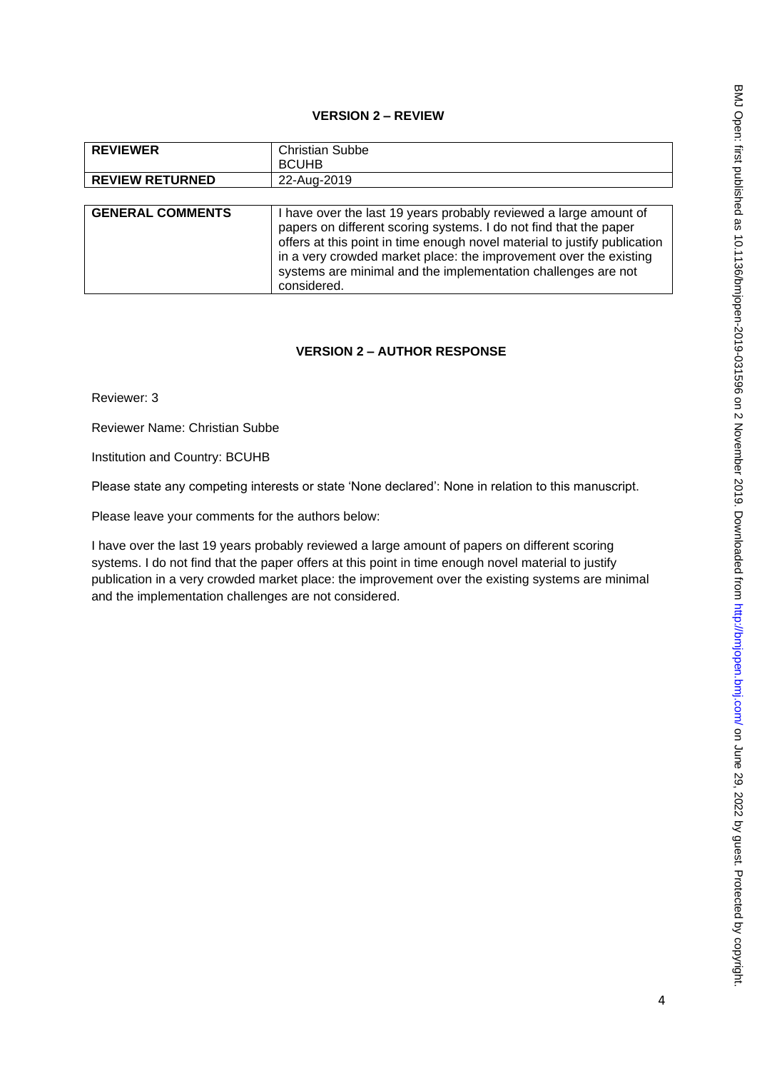**VERSION 2 – REVIEW**

| | |
|---|---|
| **REVIEWER** | Christian Subbe<br>BCUHB |
| **REVIEW RETURNED** | 22-Aug-2019 |

| | |
|---|---|
| **GENERAL COMMENTS** | I have over the last 19 years probably reviewed a large amount of papers on different scoring systems. I do not find that the paper offers at this point in time enough novel material to justify publication in a very crowded market place: the improvement over the existing systems are minimal and the implementation challenges are not considered. |

**VERSION 2 – AUTHOR RESPONSE**

Reviewer: 3

Reviewer Name: Christian Subbe

Institution and Country: BCUHB

Please state any competing interests or state 'None declared': None in relation to this manuscript.

Please leave your comments for the authors below:

I have over the last 19 years probably reviewed a large amount of papers on different scoring systems. I do not find that the paper offers at this point in time enough novel material to justify publication in a very crowded market place: the improvement over the existing systems are minimal and the implementation challenges are not considered.